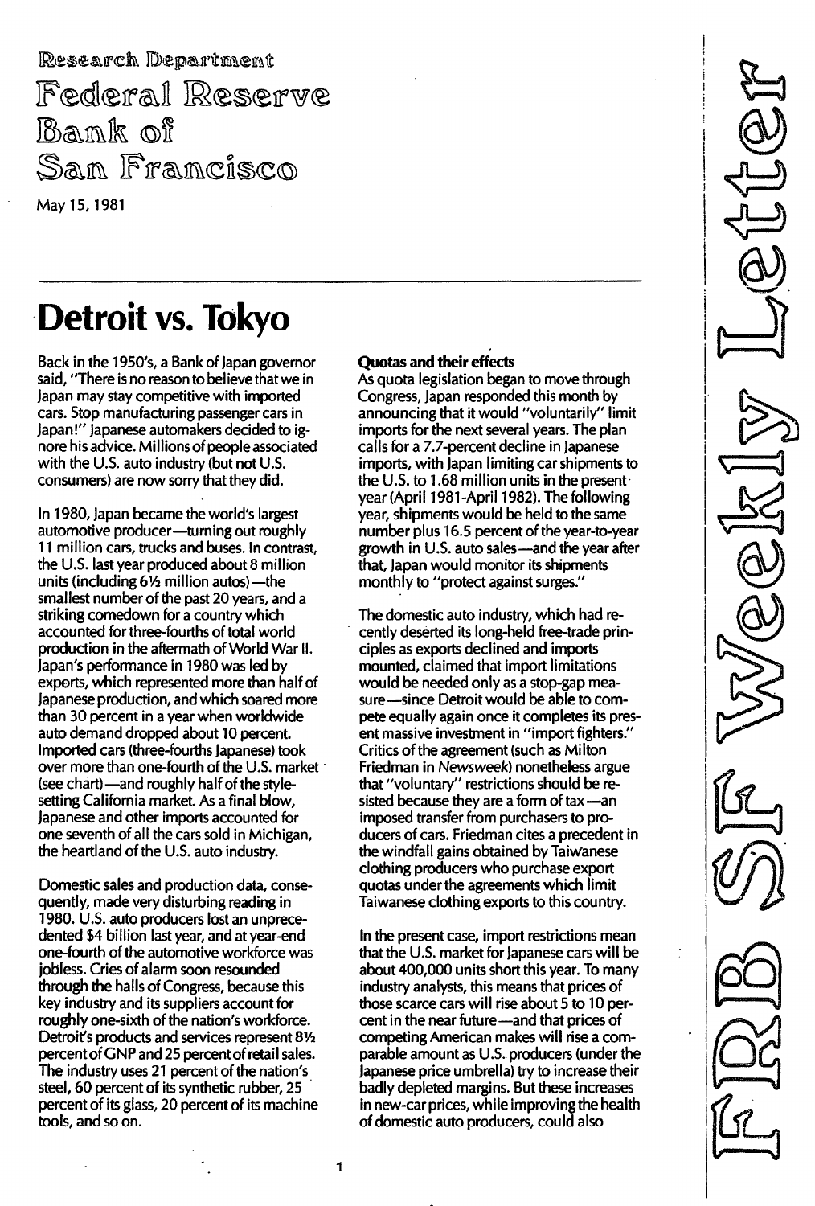Research Department

Federal Reserve Bank of San Francisco

May 15, 1981

FRB SF Weekly Letter

# Detroit vs. Tokyo

Back in the 1950's, a Bank of Japan governor said, "There is no reason to believe that we in Japan may stay competitive with imported cars. Stop manufacturing passenger cars in Japan!" Japanese automakers decided to ignore his advice. Millions of people associated with the U.S. auto industry (but not U.S. consumers) are now sorry that they did.

In 1980, Japan became the world's largest automotive producer—turning out roughly 11 million cars, trucks and buses. In contrast, the U.S. last year produced about 8 million units (including 6½ million autos)—the smallest number of the past 20 years, and a striking comedown for a country which accounted for three-fourths of total world production in the aftermath of World War II. Japan's performance in 1980 was led by exports, which represented more than half of Japanese production, and which soared more than 30 percent in a year when worldwide auto demand dropped about 10 percent. Imported cars (three-fourths Japanese) took over more than one-fourth of the U.S. market (see chart)—and roughly half of the style-setting California market. As a final blow, Japanese and other imports accounted for one seventh of all the cars sold in Michigan, the heartland of the U.S. auto industry.

Domestic sales and production data, consequently, made very disturbing reading in 1980. U.S. auto producers lost an unprecedented $4 billion last year, and at year-end one-fourth of the automotive workforce was jobless. Cries of alarm soon resounded through the halls of Congress, because this key industry and its suppliers account for roughly one-sixth of the nation's workforce. Detroit's products and services represent 8½ percent of GNP and 25 percent of retail sales. The industry uses 21 percent of the nation's steel, 60 percent of its synthetic rubber, 25 percent of its glass, 20 percent of its machine tools, and so on.

**Quotas and their effects**

As quota legislation began to move through Congress, Japan responded this month by announcing that it would "voluntarily" limit imports for the next several years. The plan calls for a 7.7-percent decline in Japanese imports, with Japan limiting car shipments to the U.S. to 1.68 million units in the present year (April 1981-April 1982). The following year, shipments would be held to the same number plus 16.5 percent of the year-to-year growth in U.S. auto sales—and the year after that, Japan would monitor its shipments monthly to "protect against surges."

The domestic auto industry, which had recently deserted its long-held free-trade principles as exports declined and imports mounted, claimed that import limitations would be needed only as a stop-gap measure—since Detroit would be able to compete equally again once it completes its present massive investment in "import fighters." Critics of the agreement (such as Milton Friedman in *Newsweek*) nonetheless argue that "voluntary" restrictions should be resisted because they are a form of tax—an imposed transfer from purchasers to producers of cars. Friedman cites a precedent in the windfall gains obtained by Taiwanese clothing producers who purchase export quotas under the agreements which limit Taiwanese clothing exports to this country.

In the present case, import restrictions mean that the U.S. market for Japanese cars will be about 400,000 units short this year. To many industry analysts, this means that prices of those scarce cars will rise about 5 to 10 percent in the near future—and that prices of competing American makes will rise a comparable amount as U.S. producers (under the Japanese price umbrella) try to increase their badly depleted margins. But these increases in new-car prices, while improving the health of domestic auto producers, could also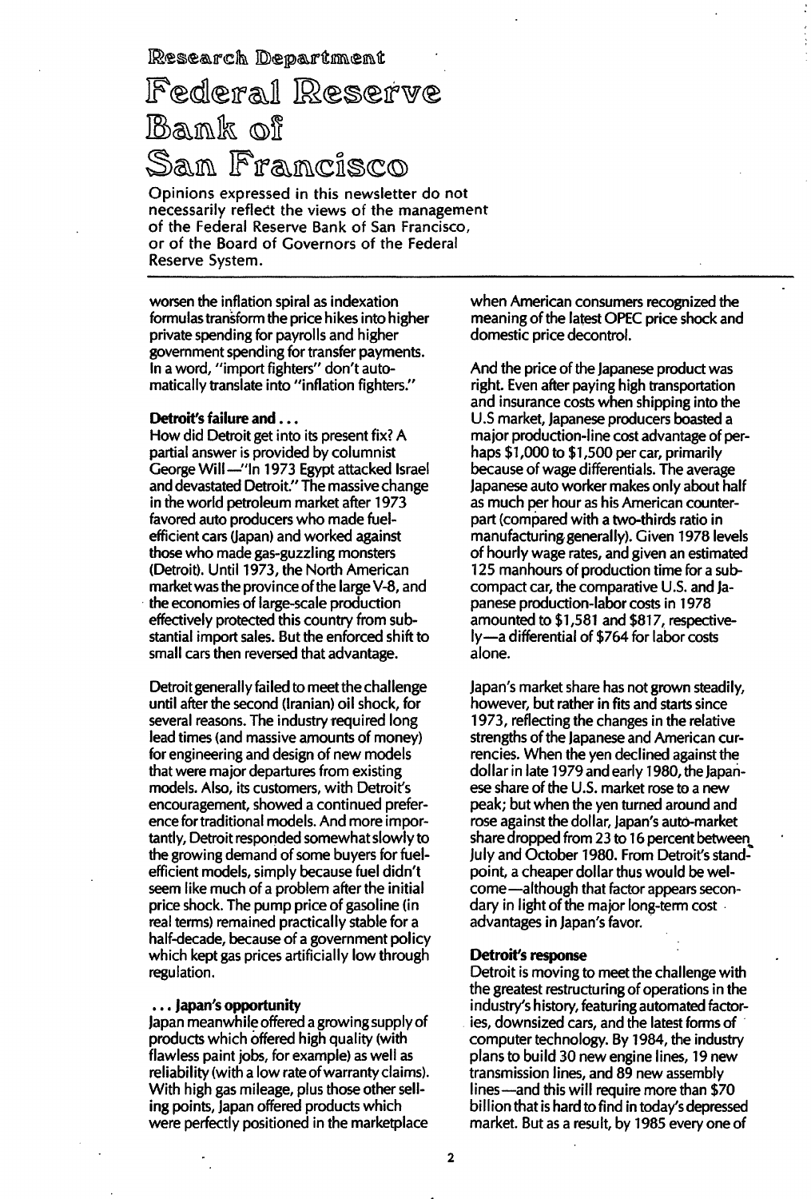# Research Department

# Federal Reserve Bank of San Francisco

Opinions expressed in this newsletter do not necessarily reflect the views of the management of the Federal Reserve Bank of San Francisco, or of the Board of Governors of the Federal Reserve System.

worsen the inflation spiral as indexation formulas transform the price hikes into higher private spending for payrolls and higher government spending for transfer payments. In a word, "import fighters" don't automatically translate into "inflation fighters."

**Detroit's failure and . . .**

How did Detroit get into its present fix? A partial answer is provided by columnist George Will—"In 1973 Egypt attacked Israel and devastated Detroit." The massive change in the world petroleum market after 1973 favored auto producers who made fuel-efficient cars (Japan) and worked against those who made gas-guzzling monsters (Detroit). Until 1973, the North American market was the province of the large V-8, and the economies of large-scale production effectively protected this country from substantial import sales. But the enforced shift to small cars then reversed that advantage.

Detroit generally failed to meet the challenge until after the second (Iranian) oil shock, for several reasons. The industry required long lead times (and massive amounts of money) for engineering and design of new models that were major departures from existing models. Also, its customers, with Detroit's encouragement, showed a continued preference for traditional models. And more importantly, Detroit responded somewhat slowly to the growing demand of some buyers for fuel-efficient models, simply because fuel didn't seem like much of a problem after the initial price shock. The pump price of gasoline (in real terms) remained practically stable for a half-decade, because of a government policy which kept gas prices artificially low through regulation.

**. . . Japan's opportunity**

Japan meanwhile offered a growing supply of products which offered high quality (with flawless paint jobs, for example) as well as reliability (with a low rate of warranty claims). With high gas mileage, plus those other selling points, Japan offered products which were perfectly positioned in the marketplace when American consumers recognized the meaning of the latest OPEC price shock and domestic price decontrol.

And the price of the Japanese product was right. Even after paying high transportation and insurance costs when shipping into the U.S market, Japanese producers boasted a major production-line cost advantage of perhaps $1,000 to $1,500 per car, primarily because of wage differentials. The average Japanese auto worker makes only about half as much per hour as his American counterpart (compared with a two-thirds ratio in manufacturing generally). Given 1978 levels of hourly wage rates, and given an estimated 125 manhours of production time for a subcompact car, the comparative U.S. and Japanese production-labor costs in 1978 amounted to $1,581 and $817, respectively—a differential of $764 for labor costs alone.

Japan's market share has not grown steadily, however, but rather in fits and starts since 1973, reflecting the changes in the relative strengths of the Japanese and American currencies. When the yen declined against the dollar in late 1979 and early 1980, the Japanese share of the U.S. market rose to a new peak; but when the yen turned around and rose against the dollar, Japan's auto-market share dropped from 23 to 16 percent between July and October 1980. From Detroit's standpoint, a cheaper dollar thus would be welcome—although that factor appears secondary in light of the major long-term cost advantages in Japan's favor.

**Detroit's response**

Detroit is moving to meet the challenge with the greatest restructuring of operations in the industry's history, featuring automated factories, downsized cars, and the latest forms of computer technology. By 1984, the industry plans to build 30 new engine lines, 19 new transmission lines, and 89 new assembly lines—and this will require more than $70 billion that is hard to find in today's depressed market. But as a result, by 1985 every one of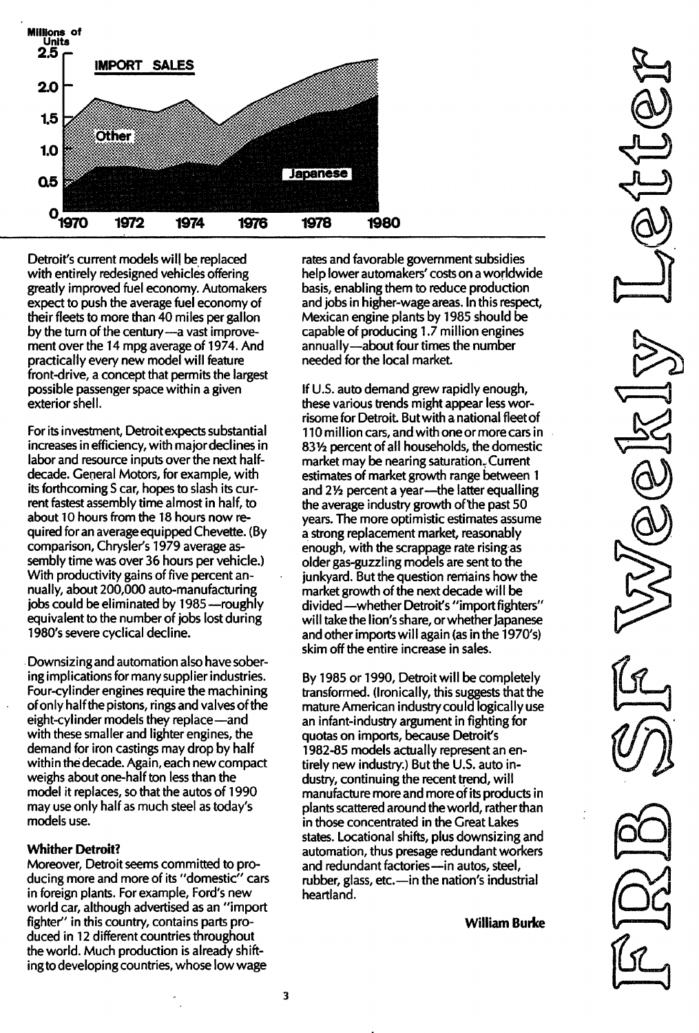Detroit's current models will be replaced with entirely redesigned vehicles offering greatly improved fuel economy. Automakers expect to push the average fuel economy of their fleets to more than 40 miles per gallon by the turn of the century—a vast improvement over the 14 mpg average of 1974. And practically every new model will feature front-drive, a concept that permits the largest possible passenger space within a given exterior shell.

For its investment, Detroit expects substantial increases in efficiency, with major declines in labor and resource inputs over the next half-decade. General Motors, for example, with its forthcoming S car, hopes to slash its current fastest assembly time almost in half, to about 10 hours from the 18 hours now required for an average equipped Chevette. (By comparison, Chrysler's 1979 average assembly time was over 36 hours per vehicle.) With productivity gains of five percent annually, about 200,000 auto-manufacturing jobs could be eliminated by 1985—roughly equivalent to the number of jobs lost during 1980's severe cyclical decline.

Downsizing and automation also have sobering implications for many supplier industries. Four-cylinder engines require the machining of only half the pistons, rings and valves of the eight-cylinder models they replace—and with these smaller and lighter engines, the demand for iron castings may drop by half within the decade. Again, each new compact weighs about one-half ton less than the model it replaces, so that the autos of 1990 may use only half as much steel as today's models use.

**Whither Detroit?**

Moreover, Detroit seems committed to producing more and more of its "domestic" cars in foreign plants. For example, Ford's new world car, although advertised as an "import fighter" in this country, contains parts produced in 12 different countries throughout the world. Much production is already shifting to developing countries, whose low wage rates and favorable government subsidies help lower automakers' costs on a worldwide basis, enabling them to reduce production and jobs in higher-wage areas. In this respect, Mexican engine plants by 1985 should be capable of producing 1.7 million engines annually—about four times the number needed for the local market.

If U.S. auto demand grew rapidly enough, these various trends might appear less worrisome for Detroit. But with a national fleet of 110 million cars, and with one or more cars in 83½ percent of all households, the domestic market may be nearing saturation. Current estimates of market growth range between 1 and 2½ percent a year—the latter equalling the average industry growth of the past 50 years. The more optimistic estimates assume a strong replacement market, reasonably enough, with the scrappage rate rising as older gas-guzzling models are sent to the junkyard. But the question remains how the market growth of the next decade will be divided—whether Detroit's "import fighters" will take the lion's share, or whether Japanese and other imports will again (as in the 1970's) skim off the entire increase in sales.

By 1985 or 1990, Detroit will be completely transformed. (Ironically, this suggests that the mature American industry could logically use an infant-industry argument in fighting for quotas on imports, because Detroit's 1982-85 models actually represent an entirely new industry.) But the U.S. auto industry, continuing the recent trend, will manufacture more and more of its products in plants scattered around the world, rather than in those concentrated in the Great Lakes states. Locational shifts, plus downsizing and automation, thus presage redundant workers and redundant factories—in autos, steel, rubber, glass, etc.—in the nation's industrial heartland.

**William Burke**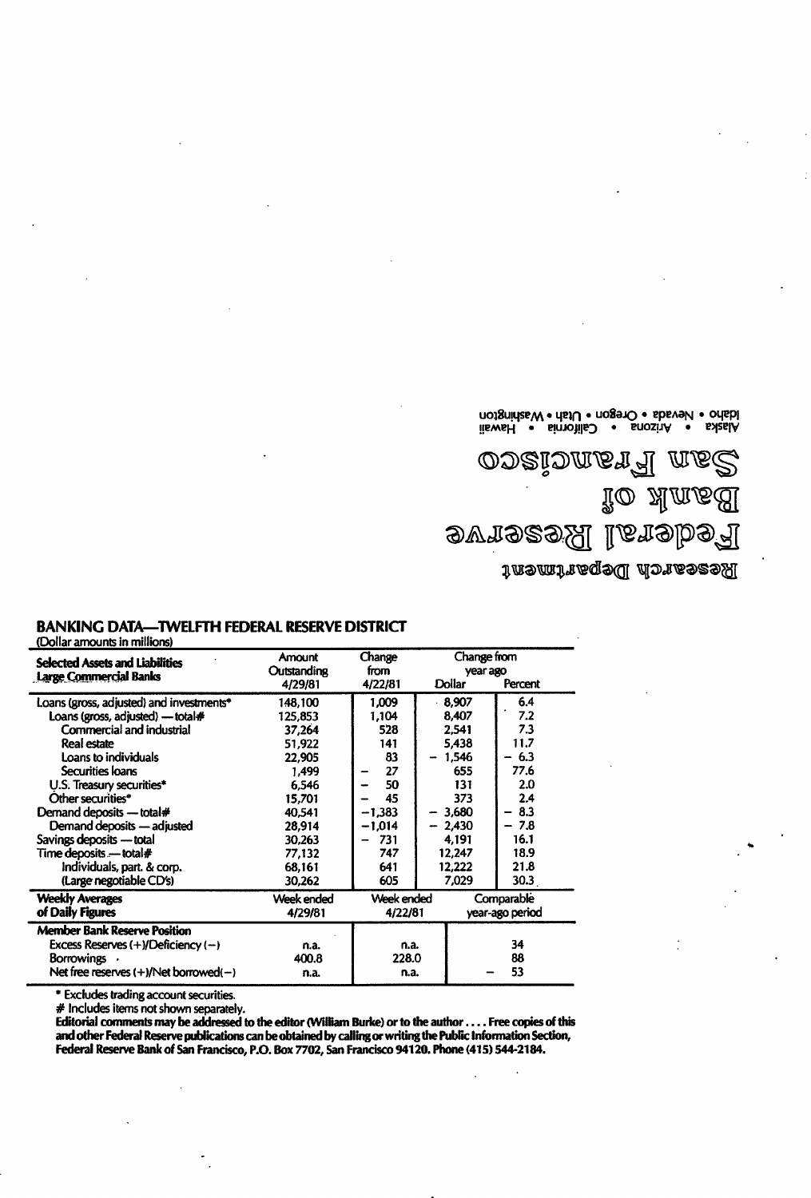Research Department

Federal Reserve

Bank of

San Francisco

Alaska • Arizona • California • Hawaii

Idaho • Nevada • Oregon • Utah • Washington

## BANKING DATA—TWELFTH FEDERAL RESERVE DISTRICT

(Dollar amounts in millions)

| Selected Assets and Liabilities Large Commercial Banks | Amount Outstanding 4/29/81 | Change from 4/22/81 | Change from year ago Dollar | Change from year ago Percent |
|---|---|---|---|---|
| Loans (gross, adjusted) and investments* | 148,100 | 1,009 | 8,907 | 6.4 |
| Loans (gross, adjusted) — total# | 125,853 | 1,104 | 8,407 | 7.2 |
| Commercial and industrial | 37,264 | 528 | 2,541 | 7.3 |
| Real estate | 51,922 | 141 | 5,438 | 11.7 |
| Loans to individuals | 22,905 | 83 | – 1,546 | – 6.3 |
| Securities loans | 1,499 | – 27 | 655 | 77.6 |
| U.S. Treasury securities* | 6,546 | – 50 | 131 | 2.0 |
| Other securities* | 15,701 | – 45 | 373 | 2.4 |
| Demand deposits — total# | 40,541 | –1,383 | – 3,680 | – 8.3 |
| Demand deposits — adjusted | 28,914 | –1,014 | – 2,430 | – 7.8 |
| Savings deposits — total | 30,263 | – 731 | 4,191 | 16.1 |
| Time deposits — total# | 77,132 | 747 | 12,247 | 18.9 |
| Individuals, part. & corp. | 68,161 | 641 | 12,222 | 21.8 |
| (Large negotiable CD's) | 30,262 | 605 | 7,029 | 30.3 |
| **Weekly Averages of Daily Figures** | **Week ended 4/29/81** | **Week ended 4/22/81** | **Comparable year-ago period** | |
| **Member Bank Reserve Position** | | | | |
| Excess Reserves (+)/Deficiency (–) | n.a. | n.a. | 34 | |
| Borrowings | 400.8 | 228.0 | 88 | |
| Net free reserves (+)/Net borrowed(–) | n.a. | n.a. | – 53 | |

\* Excludes trading account securities.

\# Includes items not shown separately.

**Editorial comments may be addressed to the editor (William Burke) or to the author .... Free copies of this and other Federal Reserve publications can be obtained by calling or writing the Public Information Section, Federal Reserve Bank of San Francisco, P.O. Box 7702, San Francisco 94120. Phone (415) 544-2184.**